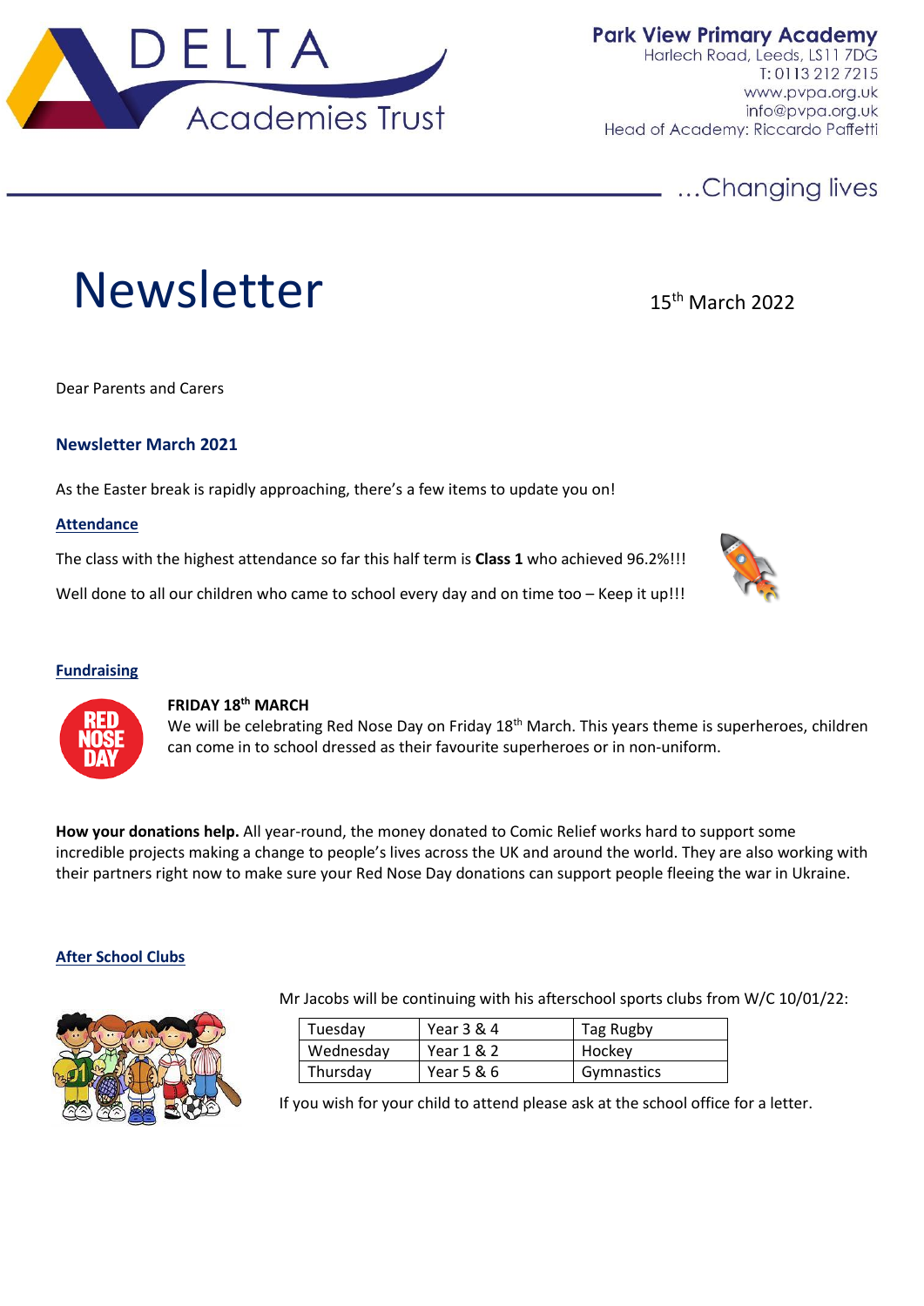**Park View Primary Academy**
Harlech Road, Leeds, LS11 7DG
T: 0113 212 7215
www.pvpa.org.uk
info@pvpa.org.uk
Head of Academy: Riccardo Paffetti

…Changing lives

# Newsletter

15th March 2022

Dear Parents and Carers

### Newsletter March 2021

As the Easter break is rapidly approaching, there's a few items to update you on!

**Attendance**

The class with the highest attendance so far this half term is **Class 1** who achieved 96.2%!!!

Well done to all our children who came to school every day and on time too – Keep it up!!!

**Fundraising**

**FRIDAY 18th MARCH**

We will be celebrating Red Nose Day on Friday 18th March. This years theme is superheroes, children can come in to school dressed as their favourite superheroes or in non-uniform.

**How your donations help.** All year-round, the money donated to Comic Relief works hard to support some incredible projects making a change to people's lives across the UK and around the world. They are also working with their partners right now to make sure your Red Nose Day donations can support people fleeing the war in Ukraine.

**After School Clubs**

Mr Jacobs will be continuing with his afterschool sports clubs from W/C 10/01/22:

| Tuesday | Year 3 & 4 | Tag Rugby |
|---|---|---|
| Wednesday | Year 1 & 2 | Hockey |
| Thursday | Year 5 & 6 | Gymnastics |

If you wish for your child to attend please ask at the school office for a letter.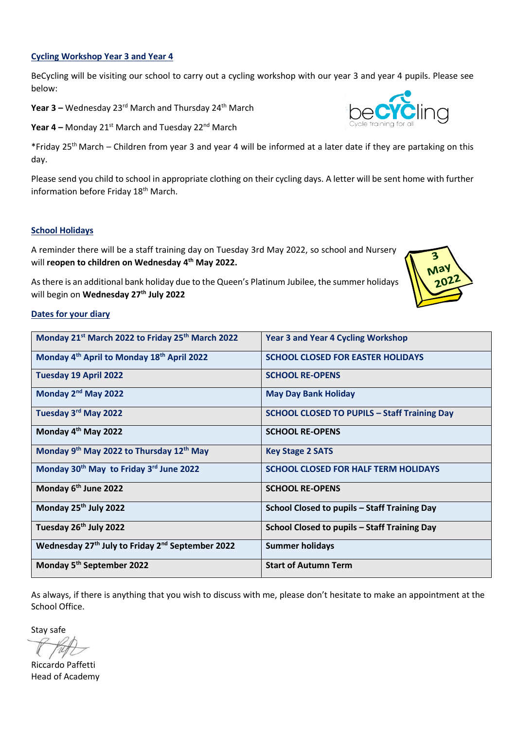## Cycling Workshop Year 3 and Year 4

BeCycling will be visiting our school to carry out a cycling workshop with our year 3 and year 4 pupils. Please see below:

**Year 3 –** Wednesday 23rd March and Thursday 24th March

**Year 4 –** Monday 21st March and Tuesday 22nd March

*Friday 25th March – Children from year 3 and year 4 will be informed at a later date if they are partaking on this day.

Please send you child to school in appropriate clothing on their cycling days. A letter will be sent home with further information before Friday 18th March.

## School Holidays

A reminder there will be a staff training day on Tuesday 3rd May 2022, so school and Nursery will **reopen to children on Wednesday 4th May 2022.**

As there is an additional bank holiday due to the Queen's Platinum Jubilee, the summer holidays will begin on **Wednesday 27th July 2022**

## Dates for your diary

| | |
|---|---|
| **Monday 21st March 2022 to Friday 25th March 2022** | **Year 3 and Year 4 Cycling Workshop** |
| **Monday 4th April to Monday 18th April 2022** | **SCHOOL CLOSED FOR EASTER HOLIDAYS** |
| **Tuesday 19 April 2022** | **SCHOOL RE-OPENS** |
| **Monday 2nd May 2022** | **May Day Bank Holiday** |
| **Tuesday 3rd May 2022** | **SCHOOL CLOSED TO PUPILS – Staff Training Day** |
| **Monday 4th May 2022** | **SCHOOL RE-OPENS** |
| **Monday 9th May 2022 to Thursday 12th May** | **Key Stage 2 SATS** |
| **Monday 30th May to Friday 3rd June 2022** | **SCHOOL CLOSED FOR HALF TERM HOLIDAYS** |
| **Monday 6th June 2022** | **SCHOOL RE-OPENS** |
| **Monday 25th July 2022** | **School Closed to pupils – Staff Training Day** |
| **Tuesday 26th July 2022** | **School Closed to pupils – Staff Training Day** |
| **Wednesday 27th July to Friday 2nd September 2022** | **Summer holidays** |
| **Monday 5th September 2022** | **Start of Autumn Term** |

As always, if there is anything that you wish to discuss with me, please don't hesitate to make an appointment at the School Office.

Stay safe

Riccardo Paffetti
Head of Academy